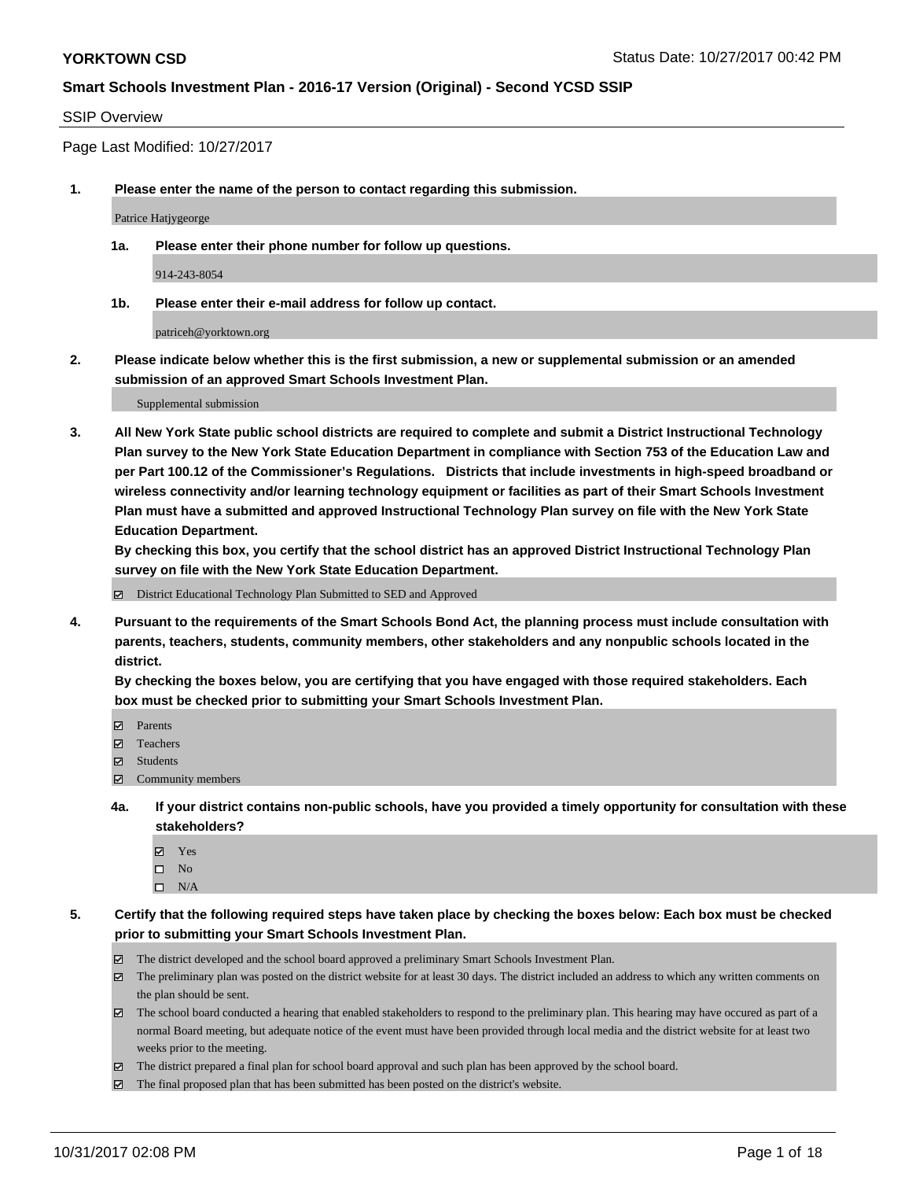**YORKTOWN CSD** Status Date: 10/27/2017 00:42 PM

**Smart Schools Investment Plan - 2016-17 Version (Original) - Second YCSD SSIP**

SSIP Overview

Page Last Modified: 10/27/2017

**1. Please enter the name of the person to contact regarding this submission.**

Patrice Hatjygeorge

**1a. Please enter their phone number for follow up questions.**

914-243-8054

**1b. Please enter their e-mail address for follow up contact.**

patriceh@yorktown.org

**2. Please indicate below whether this is the first submission, a new or supplemental submission or an amended submission of an approved Smart Schools Investment Plan.**

Supplemental submission

**3. All New York State public school districts are required to complete and submit a District Instructional Technology Plan survey to the New York State Education Department in compliance with Section 753 of the Education Law and per Part 100.12 of the Commissioner's Regulations. Districts that include investments in high-speed broadband or wireless connectivity and/or learning technology equipment or facilities as part of their Smart Schools Investment Plan must have a submitted and approved Instructional Technology Plan survey on file with the New York State Education Department.**
**By checking this box, you certify that the school district has an approved District Instructional Technology Plan survey on file with the New York State Education Department.**

☑ District Educational Technology Plan Submitted to SED and Approved

**4. Pursuant to the requirements of the Smart Schools Bond Act, the planning process must include consultation with parents, teachers, students, community members, other stakeholders and any nonpublic schools located in the district.**
**By checking the boxes below, you are certifying that you have engaged with those required stakeholders. Each box must be checked prior to submitting your Smart Schools Investment Plan.**

☑ Parents
☑ Teachers
☑ Students
☑ Community members

**4a. If your district contains non-public schools, have you provided a timely opportunity for consultation with these stakeholders?**

☑ Yes
☐ No
☐ N/A

**5. Certify that the following required steps have taken place by checking the boxes below: Each box must be checked prior to submitting your Smart Schools Investment Plan.**

☑ The district developed and the school board approved a preliminary Smart Schools Investment Plan.
☑ The preliminary plan was posted on the district website for at least 30 days. The district included an address to which any written comments on the plan should be sent.
☑ The school board conducted a hearing that enabled stakeholders to respond to the preliminary plan. This hearing may have occured as part of a normal Board meeting, but adequate notice of the event must have been provided through local media and the district website for at least two weeks prior to the meeting.
☑ The district prepared a final plan for school board approval and such plan has been approved by the school board.
☑ The final proposed plan that has been submitted has been posted on the district's website.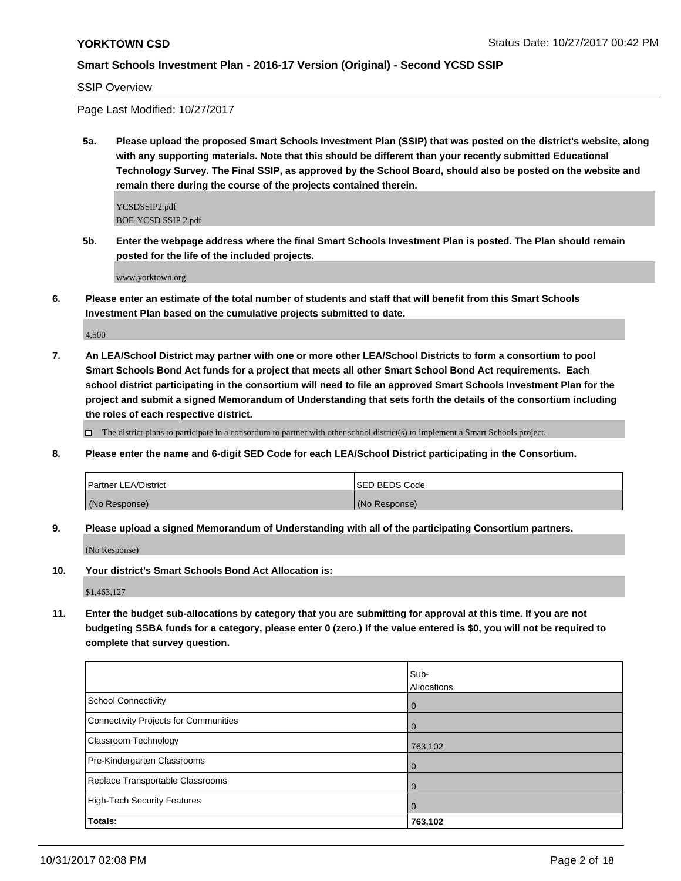**YORKTOWN CSD**

**Smart Schools Investment Plan - 2016-17 Version (Original) - Second YCSD SSIP**

SSIP Overview

Page Last Modified: 10/27/2017

**5a. Please upload the proposed Smart Schools Investment Plan (SSIP) that was posted on the district's website, along with any supporting materials. Note that this should be different than your recently submitted Educational Technology Survey. The Final SSIP, as approved by the School Board, should also be posted on the website and remain there during the course of the projects contained therein.**

YCSDSSIP2.pdf
BOE-YCSD SSIP 2.pdf

**5b. Enter the webpage address where the final Smart Schools Investment Plan is posted. The Plan should remain posted for the life of the included projects.**

www.yorktown.org

**6. Please enter an estimate of the total number of students and staff that will benefit from this Smart Schools Investment Plan based on the cumulative projects submitted to date.**

4,500

**7. An LEA/School District may partner with one or more other LEA/School Districts to form a consortium to pool Smart Schools Bond Act funds for a project that meets all other Smart School Bond Act requirements. Each school district participating in the consortium will need to file an approved Smart Schools Investment Plan for the project and submit a signed Memorandum of Understanding that sets forth the details of the consortium including the roles of each respective district.**

☐ The district plans to participate in a consortium to partner with other school district(s) to implement a Smart Schools project.

**8. Please enter the name and 6-digit SED Code for each LEA/School District participating in the Consortium.**

| Partner LEA/District | SED BEDS Code |
|---|---|
| (No Response) | (No Response) |

**9. Please upload a signed Memorandum of Understanding with all of the participating Consortium partners.**

(No Response)

**10. Your district's Smart Schools Bond Act Allocation is:**

$1,463,127

**11. Enter the budget sub-allocations by category that you are submitting for approval at this time. If you are not budgeting SSBA funds for a category, please enter 0 (zero.) If the value entered is $0, you will not be required to complete that survey question.**

| | Sub-Allocations |
|---|---|
| School Connectivity | 0 |
| Connectivity Projects for Communities | 0 |
| Classroom Technology | 763,102 |
| Pre-Kindergarten Classrooms | 0 |
| Replace Transportable Classrooms | 0 |
| High-Tech Security Features | 0 |
| **Totals:** | **763,102** |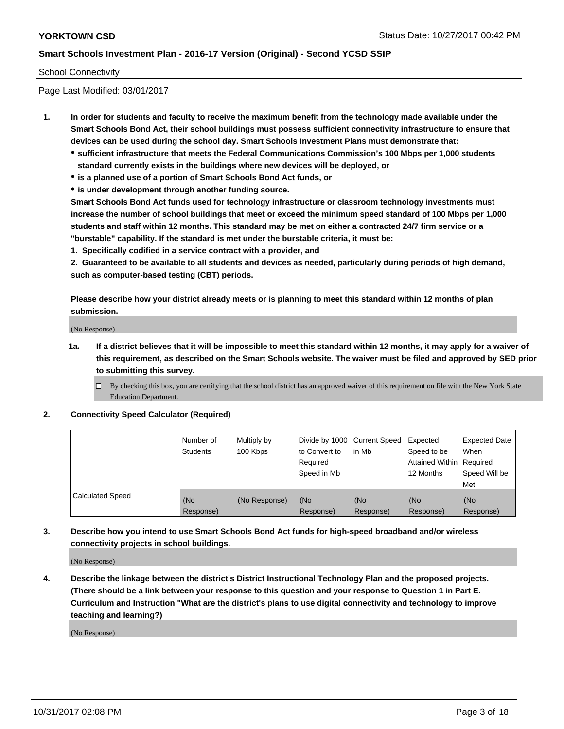School Connectivity

Page Last Modified: 03/01/2017

1. **In order for students and faculty to receive the maximum benefit from the technology made available under the Smart Schools Bond Act, their school buildings must possess sufficient connectivity infrastructure to ensure that devices can be used during the school day. Smart Schools Investment Plans must demonstrate that:**
   - **sufficient infrastructure that meets the Federal Communications Commission's 100 Mbps per 1,000 students standard currently exists in the buildings where new devices will be deployed, or**
   - **is a planned use of a portion of Smart Schools Bond Act funds, or**
   - **is under development through another funding source.**

   **Smart Schools Bond Act funds used for technology infrastructure or classroom technology investments must increase the number of school buildings that meet or exceed the minimum speed standard of 100 Mbps per 1,000 students and staff within 12 months. This standard may be met on either a contracted 24/7 firm service or a "burstable" capability. If the standard is met under the burstable criteria, it must be:**

   **1. Specifically codified in a service contract with a provider, and**

   **2. Guaranteed to be available to all students and devices as needed, particularly during periods of high demand, such as computer-based testing (CBT) periods.**

   **Please describe how your district already meets or is planning to meet this standard within 12 months of plan submission.**

   (No Response)

   1a. **If a district believes that it will be impossible to meet this standard within 12 months, it may apply for a waiver of this requirement, as described on the Smart Schools website. The waiver must be filed and approved by SED prior to submitting this survey.**

   ☐ By checking this box, you are certifying that the school district has an approved waiver of this requirement on file with the New York State Education Department.

2. **Connectivity Speed Calculator (Required)**

| | Number of Students | Multiply by 100 Kbps | Divide by 1000 to Convert to Required Speed in Mb | Current Speed in Mb | Expected Speed to be Attained Within 12 Months | Expected Date When Required Speed Will be Met |
|---|---|---|---|---|---|---|
| Calculated Speed | (No Response) | (No Response) | (No Response) | (No Response) | (No Response) | (No Response) |

3. **Describe how you intend to use Smart Schools Bond Act funds for high-speed broadband and/or wireless connectivity projects in school buildings.**

   (No Response)

4. **Describe the linkage between the district's District Instructional Technology Plan and the proposed projects. (There should be a link between your response to this question and your response to Question 1 in Part E. Curriculum and Instruction "What are the district's plans to use digital connectivity and technology to improve teaching and learning?)**

   (No Response)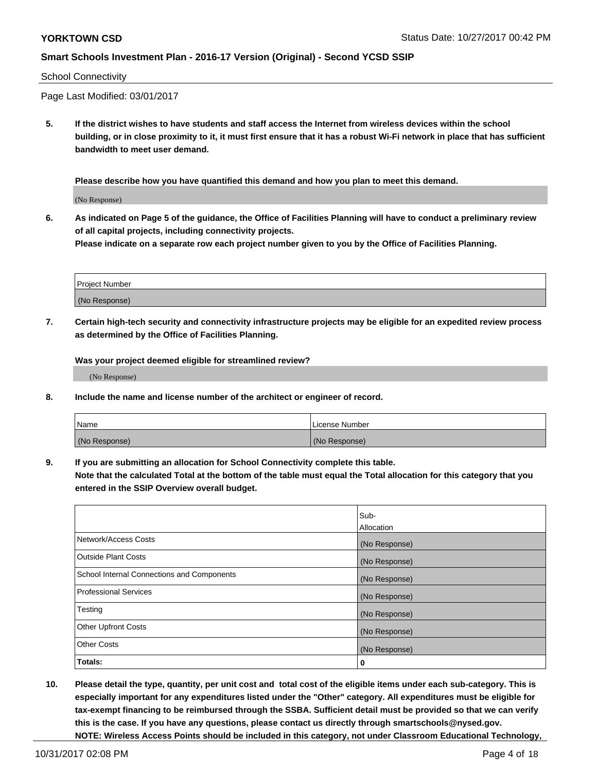School Connectivity

Page Last Modified: 03/01/2017

**5. If the district wishes to have students and staff access the Internet from wireless devices within the school building, or in close proximity to it, it must first ensure that it has a robust Wi-Fi network in place that has sufficient bandwidth to meet user demand.**

**Please describe how you have quantified this demand and how you plan to meet this demand.**

(No Response)

**6. As indicated on Page 5 of the guidance, the Office of Facilities Planning will have to conduct a preliminary review of all capital projects, including connectivity projects.**
**Please indicate on a separate row each project number given to you by the Office of Facilities Planning.**

| Project Number |
| --- |
| (No Response) |

**7. Certain high-tech security and connectivity infrastructure projects may be eligible for an expedited review process as determined by the Office of Facilities Planning.**

**Was your project deemed eligible for streamlined review?**

(No Response)

**8. Include the name and license number of the architect or engineer of record.**

| Name | License Number |
| --- | --- |
| (No Response) | (No Response) |

**9. If you are submitting an allocation for School Connectivity complete this table.**
**Note that the calculated Total at the bottom of the table must equal the Total allocation for this category that you entered in the SSIP Overview overall budget.**

| | Sub-Allocation |
| --- | --- |
| Network/Access Costs | (No Response) |
| Outside Plant Costs | (No Response) |
| School Internal Connections and Components | (No Response) |
| Professional Services | (No Response) |
| Testing | (No Response) |
| Other Upfront Costs | (No Response) |
| Other Costs | (No Response) |
| **Totals:** | **0** |

**10. Please detail the type, quantity, per unit cost and total cost of the eligible items under each sub-category. This is especially important for any expenditures listed under the "Other" category. All expenditures must be eligible for tax-exempt financing to be reimbursed through the SSBA. Sufficient detail must be provided so that we can verify this is the case. If you have any questions, please contact us directly through smartschools@nysed.gov.**
**NOTE: Wireless Access Points should be included in this category, not under Classroom Educational Technology,**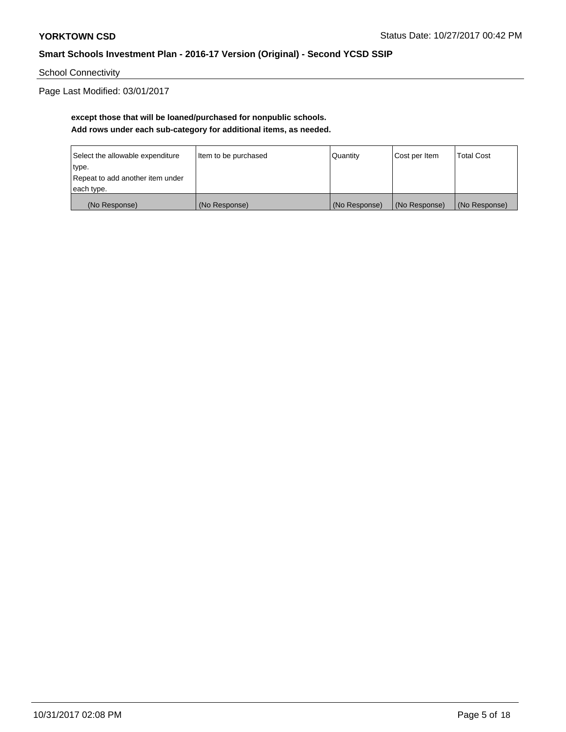School Connectivity

Page Last Modified: 03/01/2017

**except those that will be loaned/purchased for nonpublic schools.**
**Add rows under each sub-category for additional items, as needed.**

| Select the allowable expenditure type. Repeat to add another item under each type. | Item to be purchased | Quantity | Cost per Item | Total Cost |
|---|---|---|---|---|
| (No Response) | (No Response) | (No Response) | (No Response) | (No Response) |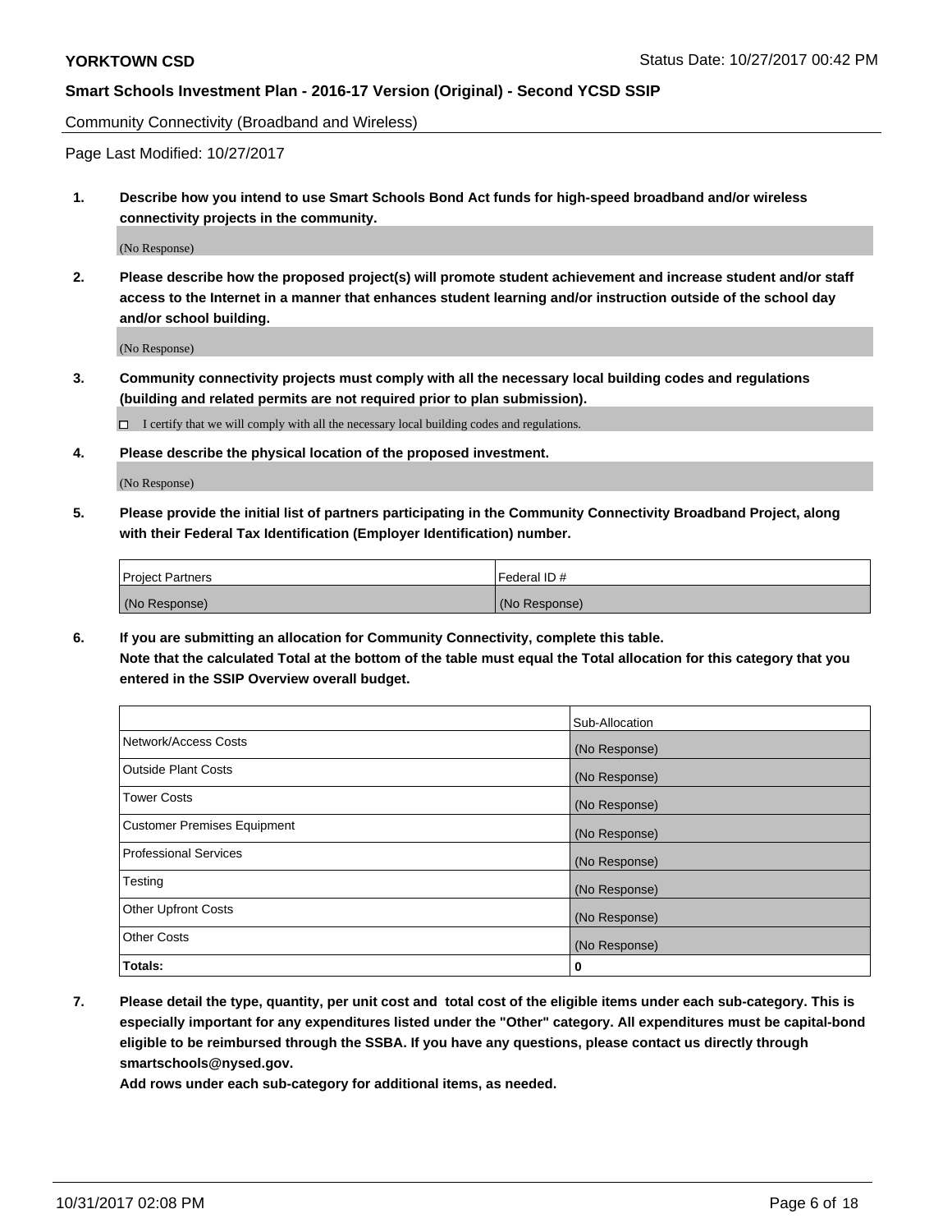Community Connectivity (Broadband and Wireless)

Page Last Modified: 10/27/2017

**1. Describe how you intend to use Smart Schools Bond Act funds for high-speed broadband and/or wireless connectivity projects in the community.**

(No Response)

**2. Please describe how the proposed project(s) will promote student achievement and increase student and/or staff access to the Internet in a manner that enhances student learning and/or instruction outside of the school day and/or school building.**

(No Response)

**3. Community connectivity projects must comply with all the necessary local building codes and regulations (building and related permits are not required prior to plan submission).**

☐ I certify that we will comply with all the necessary local building codes and regulations.

**4. Please describe the physical location of the proposed investment.**

(No Response)

**5. Please provide the initial list of partners participating in the Community Connectivity Broadband Project, along with their Federal Tax Identification (Employer Identification) number.**

| Project Partners | Federal ID # |
| --- | --- |
| (No Response) | (No Response) |

**6. If you are submitting an allocation for Community Connectivity, complete this table. Note that the calculated Total at the bottom of the table must equal the Total allocation for this category that you entered in the SSIP Overview overall budget.**

| | Sub-Allocation |
| --- | --- |
| Network/Access Costs | (No Response) |
| Outside Plant Costs | (No Response) |
| Tower Costs | (No Response) |
| Customer Premises Equipment | (No Response) |
| Professional Services | (No Response) |
| Testing | (No Response) |
| Other Upfront Costs | (No Response) |
| Other Costs | (No Response) |
| **Totals:** | **0** |

**7. Please detail the type, quantity, per unit cost and total cost of the eligible items under each sub-category. This is especially important for any expenditures listed under the "Other" category. All expenditures must be capital-bond eligible to be reimbursed through the SSBA. If you have any questions, please contact us directly through smartschools@nysed.gov.**

**Add rows under each sub-category for additional items, as needed.**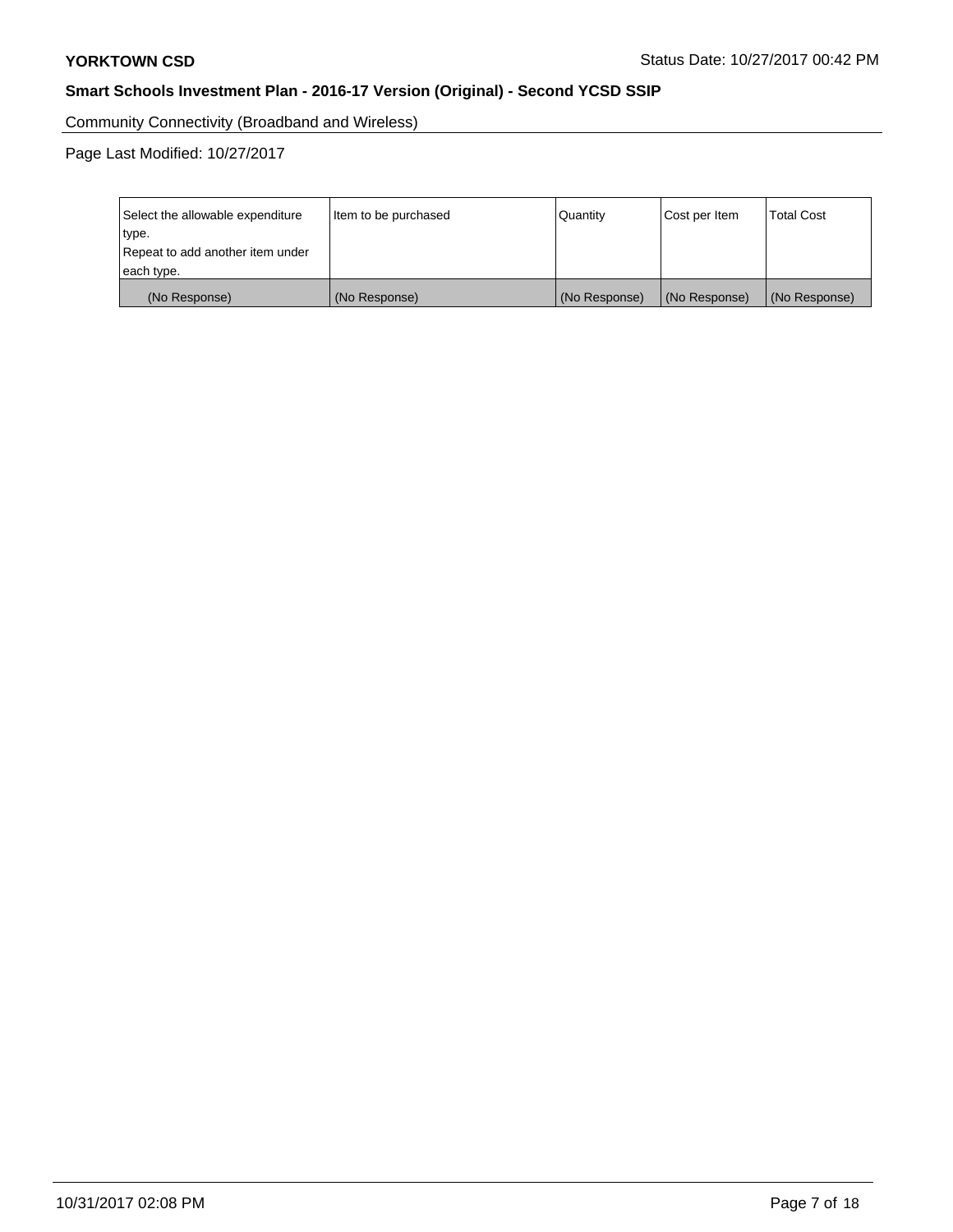Community Connectivity (Broadband and Wireless)

Page Last Modified: 10/27/2017

| Select the allowable expenditure type. Repeat to add another item under each type. | Item to be purchased | Quantity | Cost per Item | Total Cost |
|---|---|---|---|---|
| (No Response) | (No Response) | (No Response) | (No Response) | (No Response) |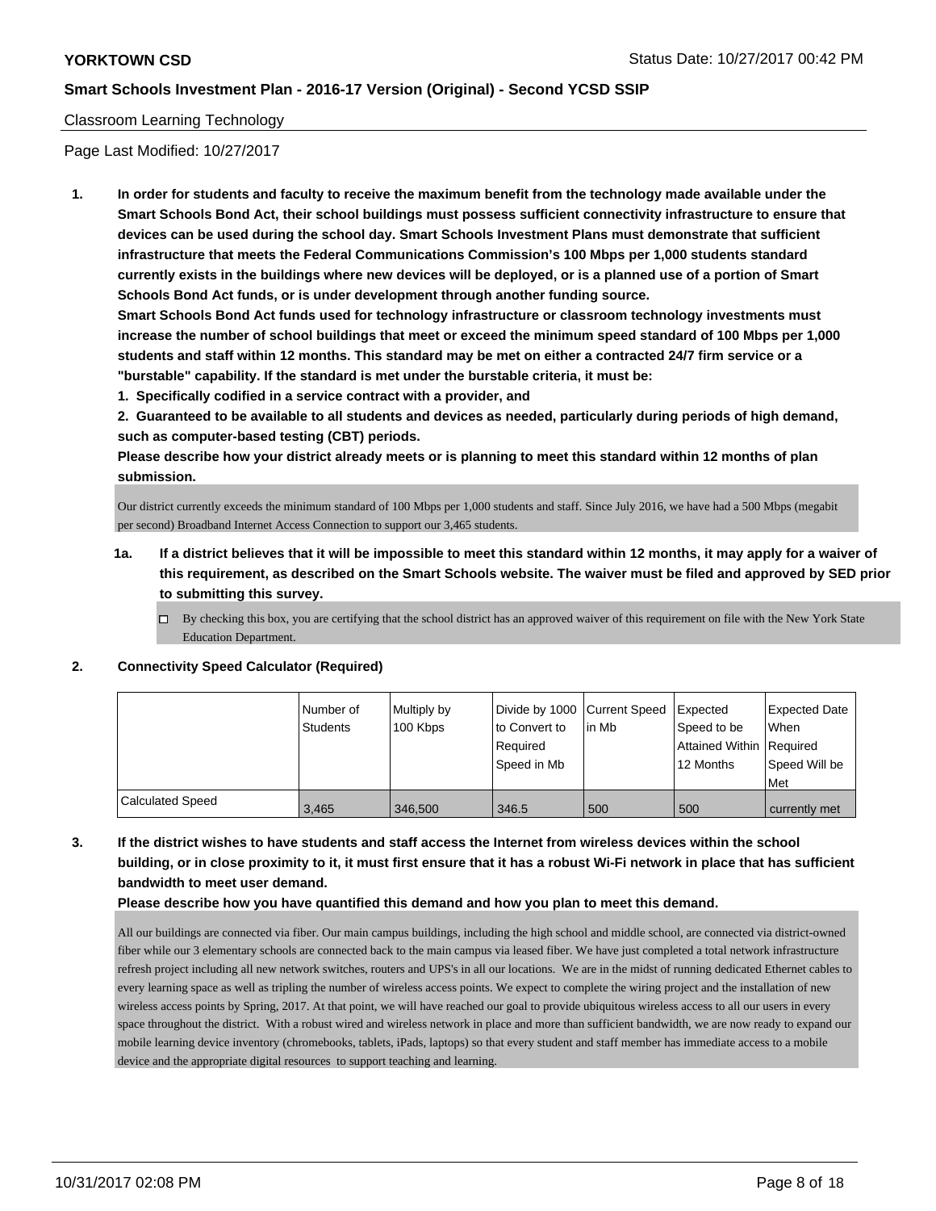## Classroom Learning Technology

Page Last Modified: 10/27/2017

1. **In order for students and faculty to receive the maximum benefit from the technology made available under the Smart Schools Bond Act, their school buildings must possess sufficient connectivity infrastructure to ensure that devices can be used during the school day. Smart Schools Investment Plans must demonstrate that sufficient infrastructure that meets the Federal Communications Commission's 100 Mbps per 1,000 students standard currently exists in the buildings where new devices will be deployed, or is a planned use of a portion of Smart Schools Bond Act funds, or is under development through another funding source.**

   **Smart Schools Bond Act funds used for technology infrastructure or classroom technology investments must increase the number of school buildings that meet or exceed the minimum speed standard of 100 Mbps per 1,000 students and staff within 12 months. This standard may be met on either a contracted 24/7 firm service or a "burstable" capability. If the standard is met under the burstable criteria, it must be:**

   **1. Specifically codified in a service contract with a provider, and**

   **2. Guaranteed to be available to all students and devices as needed, particularly during periods of high demand, such as computer-based testing (CBT) periods.**

   **Please describe how your district already meets or is planning to meet this standard within 12 months of plan submission.**

   Our district currently exceeds the minimum standard of 100 Mbps per 1,000 students and staff. Since July 2016, we have had a 500 Mbps (megabit per second) Broadband Internet Access Connection to support our 3,465 students.

   **1a. If a district believes that it will be impossible to meet this standard within 12 months, it may apply for a waiver of this requirement, as described on the Smart Schools website. The waiver must be filed and approved by SED prior to submitting this survey.**

   ☐ By checking this box, you are certifying that the school district has an approved waiver of this requirement on file with the New York State Education Department.

2. **Connectivity Speed Calculator (Required)**

| | Number of Students | Multiply by 100 Kbps | Divide by 1000 to Convert to Required Speed in Mb | Current Speed in Mb | Expected Speed to be Attained Within 12 Months | Expected Date When Required Speed Will be Met |
|---|---|---|---|---|---|---|
| Calculated Speed | 3,465 | 346,500 | 346.5 | 500 | 500 | currently met |

3. **If the district wishes to have students and staff access the Internet from wireless devices within the school building, or in close proximity to it, it must first ensure that it has a robust Wi-Fi network in place that has sufficient bandwidth to meet user demand.**

   **Please describe how you have quantified this demand and how you plan to meet this demand.**

   All our buildings are connected via fiber. Our main campus buildings, including the high school and middle school, are connected via district-owned fiber while our 3 elementary schools are connected back to the main campus via leased fiber. We have just completed a total network infrastructure refresh project including all new network switches, routers and UPS's in all our locations. We are in the midst of running dedicated Ethernet cables to every learning space as well as tripling the number of wireless access points. We expect to complete the wiring project and the installation of new wireless access points by Spring, 2017. At that point, we will have reached our goal to provide ubiquitous wireless access to all our users in every space throughout the district. With a robust wired and wireless network in place and more than sufficient bandwidth, we are now ready to expand our mobile learning device inventory (chromebooks, tablets, iPads, laptops) so that every student and staff member has immediate access to a mobile device and the appropriate digital resources to support teaching and learning.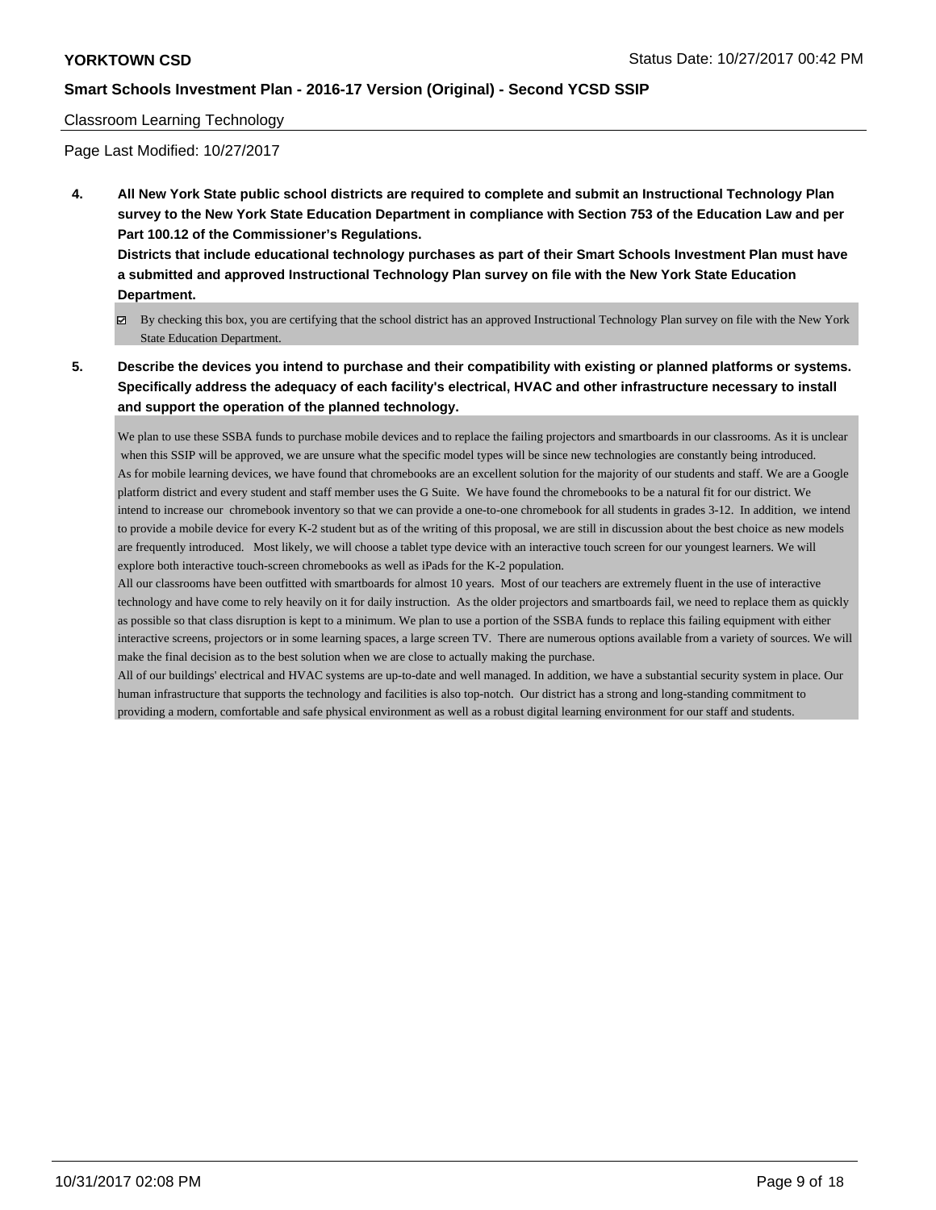Classroom Learning Technology

Page Last Modified: 10/27/2017

**4. All New York State public school districts are required to complete and submit an Instructional Technology Plan survey to the New York State Education Department in compliance with Section 753 of the Education Law and per Part 100.12 of the Commissioner's Regulations.**
**Districts that include educational technology purchases as part of their Smart Schools Investment Plan must have a submitted and approved Instructional Technology Plan survey on file with the New York State Education Department.**

☑ By checking this box, you are certifying that the school district has an approved Instructional Technology Plan survey on file with the New York State Education Department.

**5. Describe the devices you intend to purchase and their compatibility with existing or planned platforms or systems. Specifically address the adequacy of each facility's electrical, HVAC and other infrastructure necessary to install and support the operation of the planned technology.**

We plan to use these SSBA funds to purchase mobile devices and to replace the failing projectors and smartboards in our classrooms. As it is unclear when this SSIP will be approved, we are unsure what the specific model types will be since new technologies are constantly being introduced.
As for mobile learning devices, we have found that chromebooks are an excellent solution for the majority of our students and staff. We are a Google platform district and every student and staff member uses the G Suite. We have found the chromebooks to be a natural fit for our district. We intend to increase our chromebook inventory so that we can provide a one-to-one chromebook for all students in grades 3-12. In addition, we intend to provide a mobile device for every K-2 student but as of the writing of this proposal, we are still in discussion about the best choice as new models are frequently introduced. Most likely, we will choose a tablet type device with an interactive touch screen for our youngest learners. We will explore both interactive touch-screen chromebooks as well as iPads for the K-2 population.
All our classrooms have been outfitted with smartboards for almost 10 years. Most of our teachers are extremely fluent in the use of interactive technology and have come to rely heavily on it for daily instruction. As the older projectors and smartboards fail, we need to replace them as quickly as possible so that class disruption is kept to a minimum. We plan to use a portion of the SSBA funds to replace this failing equipment with either interactive screens, projectors or in some learning spaces, a large screen TV. There are numerous options available from a variety of sources. We will make the final decision as to the best solution when we are close to actually making the purchase.
All of our buildings' electrical and HVAC systems are up-to-date and well managed. In addition, we have a substantial security system in place. Our human infrastructure that supports the technology and facilities is also top-notch. Our district has a strong and long-standing commitment to providing a modern, comfortable and safe physical environment as well as a robust digital learning environment for our staff and students.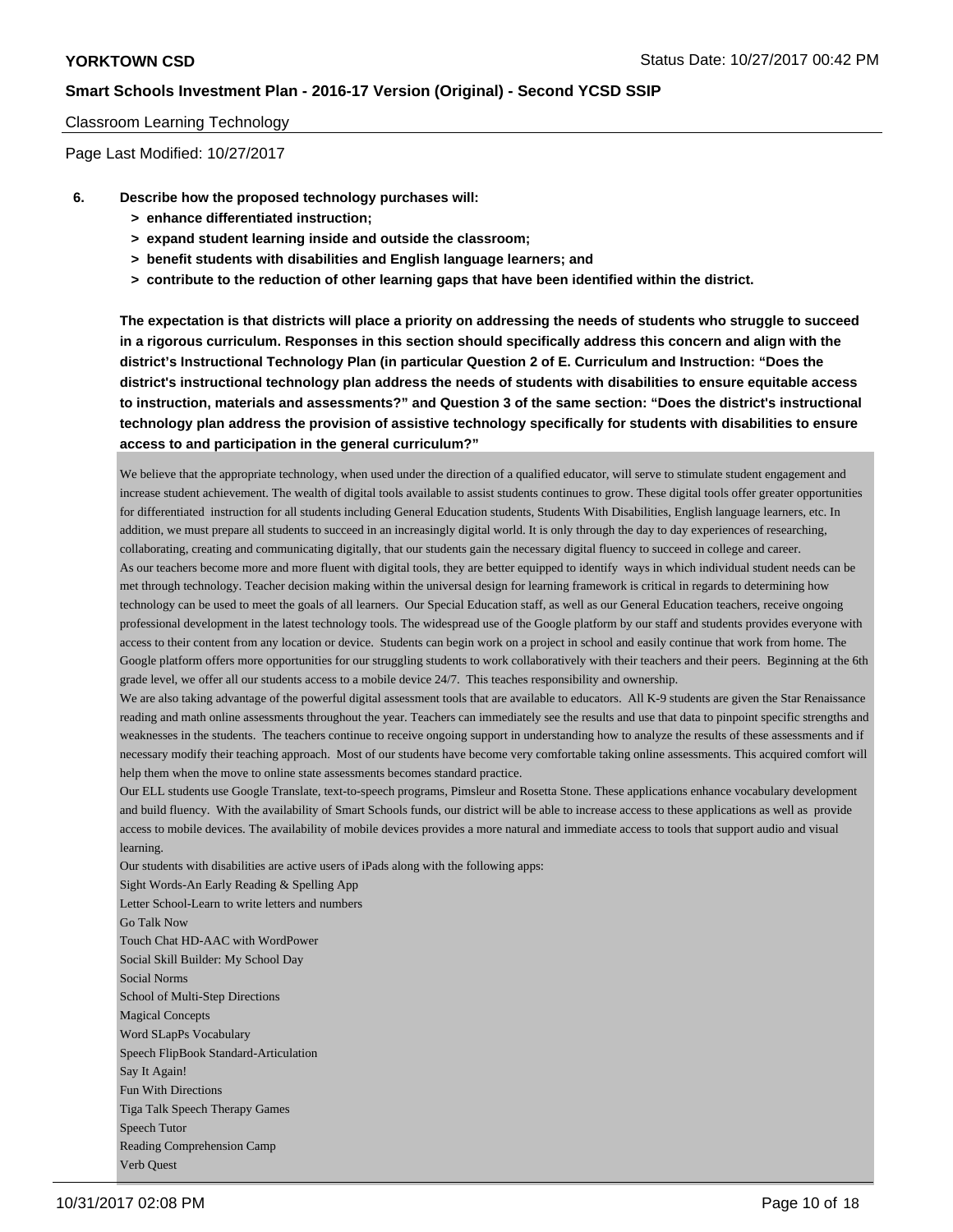Classroom Learning Technology

Page Last Modified: 10/27/2017

**6. Describe how the proposed technology purchases will:**
- **> enhance differentiated instruction;**
- **> expand student learning inside and outside the classroom;**
- **> benefit students with disabilities and English language learners; and**
- **> contribute to the reduction of other learning gaps that have been identified within the district.**

**The expectation is that districts will place a priority on addressing the needs of students who struggle to succeed in a rigorous curriculum. Responses in this section should specifically address this concern and align with the district's Instructional Technology Plan (in particular Question 2 of E. Curriculum and Instruction: "Does the district's instructional technology plan address the needs of students with disabilities to ensure equitable access to instruction, materials and assessments?" and Question 3 of the same section: "Does the district's instructional technology plan address the provision of assistive technology specifically for students with disabilities to ensure access to and participation in the general curriculum?"**

We believe that the appropriate technology, when used under the direction of a qualified educator, will serve to stimulate student engagement and increase student achievement. The wealth of digital tools available to assist students continues to grow. These digital tools offer greater opportunities for differentiated instruction for all students including General Education students, Students With Disabilities, English language learners, etc. In addition, we must prepare all students to succeed in an increasingly digital world. It is only through the day to day experiences of researching, collaborating, creating and communicating digitally, that our students gain the necessary digital fluency to succeed in college and career.
As our teachers become more and more fluent with digital tools, they are better equipped to identify ways in which individual student needs can be met through technology. Teacher decision making within the universal design for learning framework is critical in regards to determining how technology can be used to meet the goals of all learners. Our Special Education staff, as well as our General Education teachers, receive ongoing professional development in the latest technology tools. The widespread use of the Google platform by our staff and students provides everyone with access to their content from any location or device. Students can begin work on a project in school and easily continue that work from home. The Google platform offers more opportunities for our struggling students to work collaboratively with their teachers and their peers. Beginning at the 6th grade level, we offer all our students access to a mobile device 24/7. This teaches responsibility and ownership.
We are also taking advantage of the powerful digital assessment tools that are available to educators. All K-9 students are given the Star Renaissance reading and math online assessments throughout the year. Teachers can immediately see the results and use that data to pinpoint specific strengths and weaknesses in the students. The teachers continue to receive ongoing support in understanding how to analyze the results of these assessments and if necessary modify their teaching approach. Most of our students have become very comfortable taking online assessments. This acquired comfort will help them when the move to online state assessments becomes standard practice.
Our ELL students use Google Translate, text-to-speech programs, Pimsleur and Rosetta Stone. These applications enhance vocabulary development and build fluency. With the availability of Smart Schools funds, our district will be able to increase access to these applications as well as provide access to mobile devices. The availability of mobile devices provides a more natural and immediate access to tools that support audio and visual learning.
Our students with disabilities are active users of iPads along with the following apps:
Sight Words-An Early Reading & Spelling App
Letter School-Learn to write letters and numbers
Go Talk Now
Touch Chat HD-AAC with WordPower
Social Skill Builder: My School Day
Social Norms
School of Multi-Step Directions
Magical Concepts
Word SLapPs Vocabulary
Speech FlipBook Standard-Articulation
Say It Again!
Fun With Directions
Tiga Talk Speech Therapy Games
Speech Tutor
Reading Comprehension Camp
Verb Quest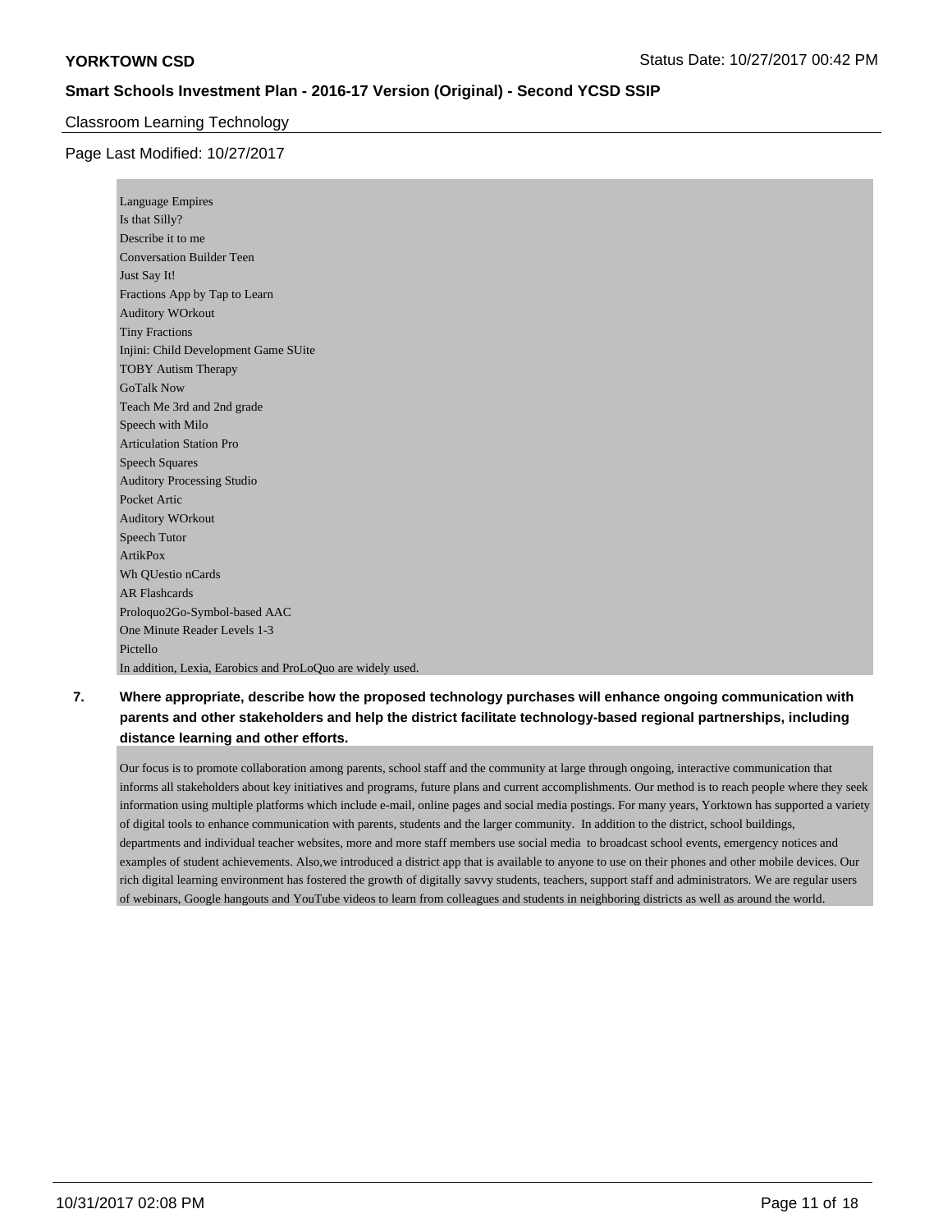Classroom Learning Technology

Page Last Modified: 10/27/2017

Language Empires
Is that Silly?
Describe it to me
Conversation Builder Teen
Just Say It!
Fractions App by Tap to Learn
Auditory WOrkout
Tiny Fractions
Injini: Child Development Game SUite
TOBY Autism Therapy
GoTalk Now
Teach Me 3rd and 2nd grade
Speech with Milo
Articulation Station Pro
Speech Squares
Auditory Processing Studio
Pocket Artic
Auditory WOrkout
Speech Tutor
ArtikPox
Wh QUestio nCards
AR Flashcards
Proloquo2Go-Symbol-based AAC
One Minute Reader Levels 1-3
Pictello
In addition, Lexia, Earobics and ProLoQuo are widely used.

**7. Where appropriate, describe how the proposed technology purchases will enhance ongoing communication with parents and other stakeholders and help the district facilitate technology-based regional partnerships, including distance learning and other efforts.**

Our focus is to promote collaboration among parents, school staff and the community at large through ongoing, interactive communication that informs all stakeholders about key initiatives and programs, future plans and current accomplishments. Our method is to reach people where they seek information using multiple platforms which include e-mail, online pages and social media postings. For many years, Yorktown has supported a variety of digital tools to enhance communication with parents, students and the larger community. In addition to the district, school buildings, departments and individual teacher websites, more and more staff members use social media to broadcast school events, emergency notices and examples of student achievements. Also,we introduced a district app that is available to anyone to use on their phones and other mobile devices. Our rich digital learning environment has fostered the growth of digitally savvy students, teachers, support staff and administrators. We are regular users of webinars, Google hangouts and YouTube videos to learn from colleagues and students in neighboring districts as well as around the world.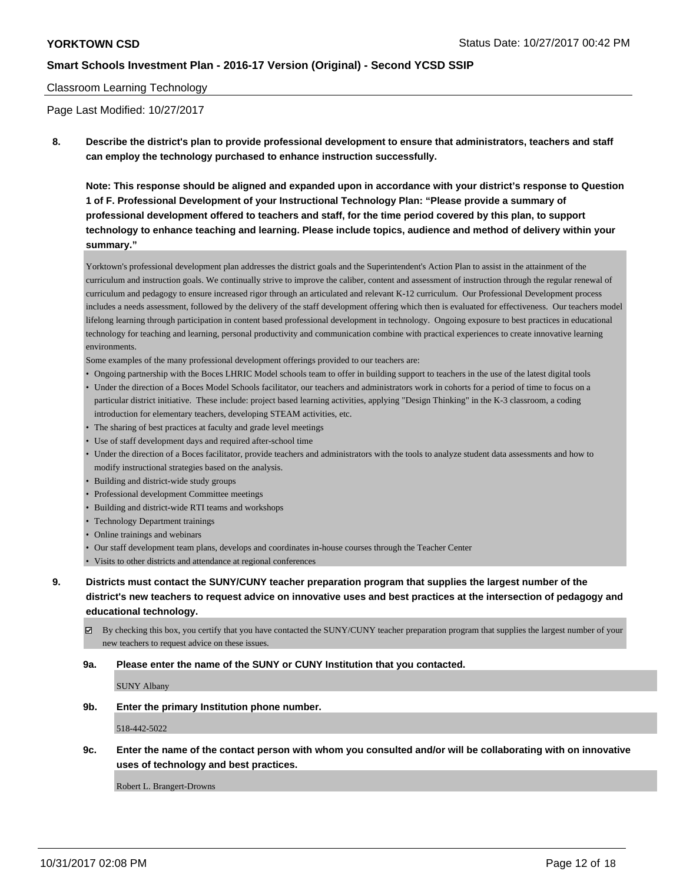Classroom Learning Technology

Page Last Modified: 10/27/2017

**8. Describe the district's plan to provide professional development to ensure that administrators, teachers and staff can employ the technology purchased to enhance instruction successfully.**

**Note: This response should be aligned and expanded upon in accordance with your district's response to Question 1 of F. Professional Development of your Instructional Technology Plan: "Please provide a summary of professional development offered to teachers and staff, for the time period covered by this plan, to support technology to enhance teaching and learning. Please include topics, audience and method of delivery within your summary."**

Yorktown's professional development plan addresses the district goals and the Superintendent's Action Plan to assist in the attainment of the curriculum and instruction goals. We continually strive to improve the caliber, content and assessment of instruction through the regular renewal of curriculum and pedagogy to ensure increased rigor through an articulated and relevant K-12 curriculum. Our Professional Development process includes a needs assessment, followed by the delivery of the staff development offering which then is evaluated for effectiveness. Our teachers model lifelong learning through participation in content based professional development in technology. Ongoing exposure to best practices in educational technology for teaching and learning, personal productivity and communication combine with practical experiences to create innovative learning environments.

Some examples of the many professional development offerings provided to our teachers are:

- Ongoing partnership with the Boces LHRIC Model schools team to offer in building support to teachers in the use of the latest digital tools
- Under the direction of a Boces Model Schools facilitator, our teachers and administrators work in cohorts for a period of time to focus on a particular district initiative. These include: project based learning activities, applying "Design Thinking" in the K-3 classroom, a coding introduction for elementary teachers, developing STEAM activities, etc.
- The sharing of best practices at faculty and grade level meetings
- Use of staff development days and required after-school time
- Under the direction of a Boces facilitator, provide teachers and administrators with the tools to analyze student data assessments and how to modify instructional strategies based on the analysis.
- Building and district-wide study groups
- Professional development Committee meetings
- Building and district-wide RTI teams and workshops
- Technology Department trainings
- Online trainings and webinars
- Our staff development team plans, develops and coordinates in-house courses through the Teacher Center
- Visits to other districts and attendance at regional conferences

**9. Districts must contact the SUNY/CUNY teacher preparation program that supplies the largest number of the district's new teachers to request advice on innovative uses and best practices at the intersection of pedagogy and educational technology.**

☑ By checking this box, you certify that you have contacted the SUNY/CUNY teacher preparation program that supplies the largest number of your new teachers to request advice on these issues.

**9a. Please enter the name of the SUNY or CUNY Institution that you contacted.**

SUNY Albany

**9b. Enter the primary Institution phone number.**

518-442-5022

**9c. Enter the name of the contact person with whom you consulted and/or will be collaborating with on innovative uses of technology and best practices.**

Robert L. Brangert-Drowns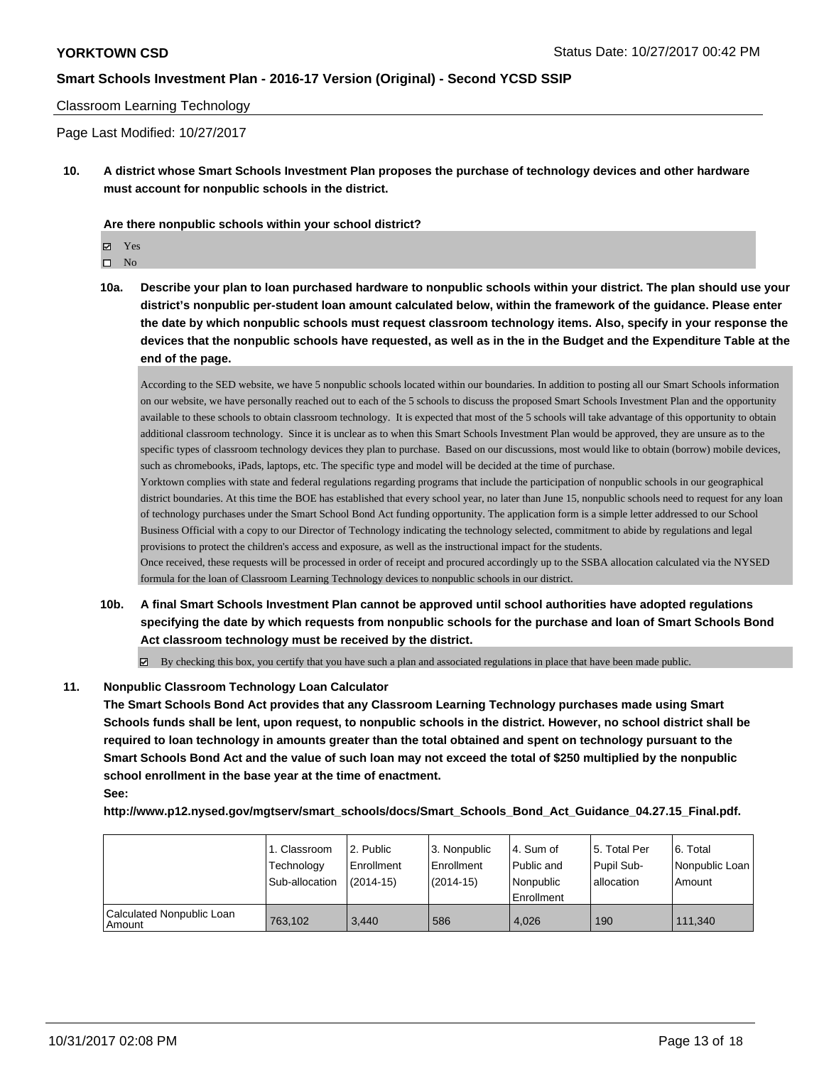Classroom Learning Technology

Page Last Modified: 10/27/2017

**10. A district whose Smart Schools Investment Plan proposes the purchase of technology devices and other hardware must account for nonpublic schools in the district.**

**Are there nonpublic schools within your school district?**

☑ Yes
☐ No

**10a. Describe your plan to loan purchased hardware to nonpublic schools within your district. The plan should use your district's nonpublic per-student loan amount calculated below, within the framework of the guidance. Please enter the date by which nonpublic schools must request classroom technology items. Also, specify in your response the devices that the nonpublic schools have requested, as well as in the in the Budget and the Expenditure Table at the end of the page.**

According to the SED website, we have 5 nonpublic schools located within our boundaries. In addition to posting all our Smart Schools information on our website, we have personally reached out to each of the 5 schools to discuss the proposed Smart Schools Investment Plan and the opportunity available to these schools to obtain classroom technology. It is expected that most of the 5 schools will take advantage of this opportunity to obtain additional classroom technology. Since it is unclear as to when this Smart Schools Investment Plan would be approved, they are unsure as to the specific types of classroom technology devices they plan to purchase. Based on our discussions, most would like to obtain (borrow) mobile devices, such as chromebooks, iPads, laptops, etc. The specific type and model will be decided at the time of purchase.
Yorktown complies with state and federal regulations regarding programs that include the participation of nonpublic schools in our geographical district boundaries. At this time the BOE has established that every school year, no later than June 15, nonpublic schools need to request for any loan of technology purchases under the Smart School Bond Act funding opportunity. The application form is a simple letter addressed to our School Business Official with a copy to our Director of Technology indicating the technology selected, commitment to abide by regulations and legal provisions to protect the children's access and exposure, as well as the instructional impact for the students.
Once received, these requests will be processed in order of receipt and procured accordingly up to the SSBA allocation calculated via the NYSED formula for the loan of Classroom Learning Technology devices to nonpublic schools in our district.

**10b. A final Smart Schools Investment Plan cannot be approved until school authorities have adopted regulations specifying the date by which requests from nonpublic schools for the purchase and loan of Smart Schools Bond Act classroom technology must be received by the district.**

☑ By checking this box, you certify that you have such a plan and associated regulations in place that have been made public.

**11. Nonpublic Classroom Technology Loan Calculator**

**The Smart Schools Bond Act provides that any Classroom Learning Technology purchases made using Smart Schools funds shall be lent, upon request, to nonpublic schools in the district. However, no school district shall be required to loan technology in amounts greater than the total obtained and spent on technology pursuant to the Smart Schools Bond Act and the value of such loan may not exceed the total of $250 multiplied by the nonpublic school enrollment in the base year at the time of enactment.**

**See:**

**http://www.p12.nysed.gov/mgtserv/smart_schools/docs/Smart_Schools_Bond_Act_Guidance_04.27.15_Final.pdf.**

| | 1. Classroom Technology Sub-allocation | 2. Public Enrollment (2014-15) | 3. Nonpublic Enrollment (2014-15) | 4. Sum of Public and Nonpublic Enrollment | 5. Total Per Pupil Sub-allocation | 6. Total Nonpublic Loan Amount |
|---|---|---|---|---|---|---|
| Calculated Nonpublic Loan Amount | 763,102 | 3,440 | 586 | 4,026 | 190 | 111,340 |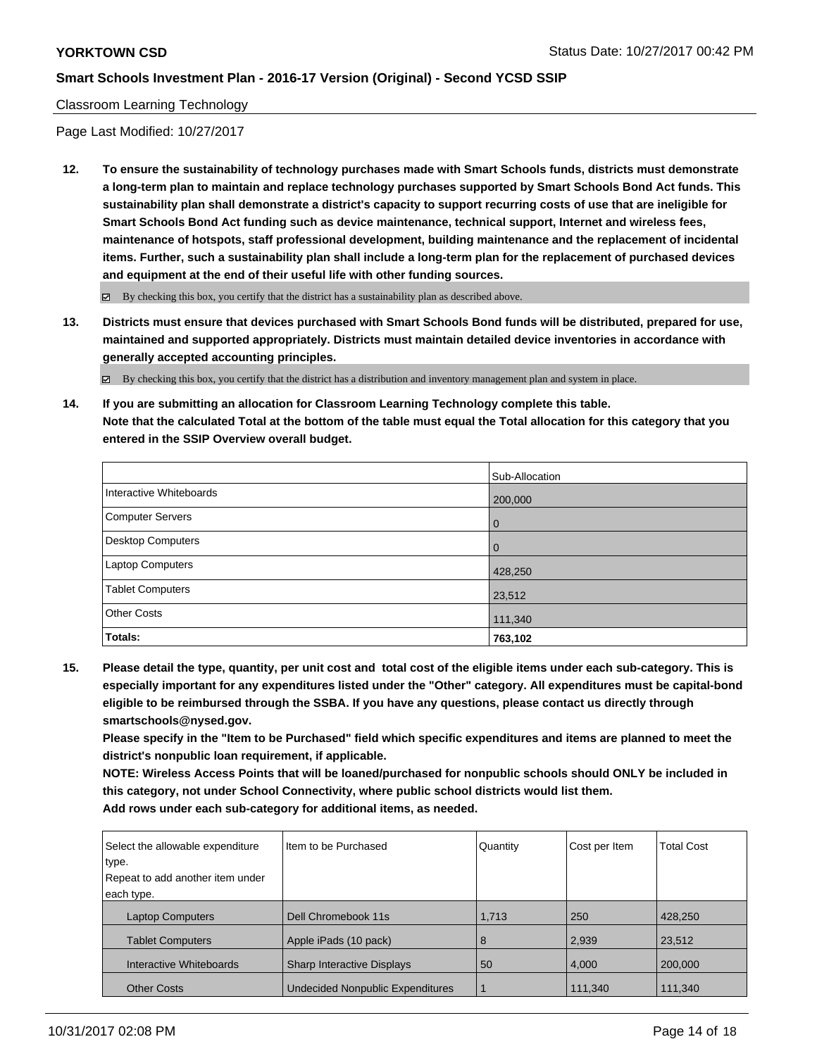Classroom Learning Technology

Page Last Modified: 10/27/2017

**12. To ensure the sustainability of technology purchases made with Smart Schools funds, districts must demonstrate a long-term plan to maintain and replace technology purchases supported by Smart Schools Bond Act funds. This sustainability plan shall demonstrate a district's capacity to support recurring costs of use that are ineligible for Smart Schools Bond Act funding such as device maintenance, technical support, Internet and wireless fees, maintenance of hotspots, staff professional development, building maintenance and the replacement of incidental items. Further, such a sustainability plan shall include a long-term plan for the replacement of purchased devices and equipment at the end of their useful life with other funding sources.**

☑ By checking this box, you certify that the district has a sustainability plan as described above.

**13. Districts must ensure that devices purchased with Smart Schools Bond funds will be distributed, prepared for use, maintained and supported appropriately. Districts must maintain detailed device inventories in accordance with generally accepted accounting principles.**

☑ By checking this box, you certify that the district has a distribution and inventory management plan and system in place.

**14. If you are submitting an allocation for Classroom Learning Technology complete this table. Note that the calculated Total at the bottom of the table must equal the Total allocation for this category that you entered in the SSIP Overview overall budget.**

| | Sub-Allocation |
|---|---|
| Interactive Whiteboards | 200,000 |
| Computer Servers | 0 |
| Desktop Computers | 0 |
| Laptop Computers | 428,250 |
| Tablet Computers | 23,512 |
| Other Costs | 111,340 |
| **Totals:** | **763,102** |

**15. Please detail the type, quantity, per unit cost and total cost of the eligible items under each sub-category. This is especially important for any expenditures listed under the "Other" category. All expenditures must be capital-bond eligible to be reimbursed through the SSBA. If you have any questions, please contact us directly through smartschools@nysed.gov.**
**Please specify in the "Item to be Purchased" field which specific expenditures and items are planned to meet the district's nonpublic loan requirement, if applicable.**
**NOTE: Wireless Access Points that will be loaned/purchased for nonpublic schools should ONLY be included in this category, not under School Connectivity, where public school districts would list them.**
**Add rows under each sub-category for additional items, as needed.**

| Select the allowable expenditure type. Repeat to add another item under each type. | Item to be Purchased | Quantity | Cost per Item | Total Cost |
|---|---|---|---|---|
| Laptop Computers | Dell Chromebook 11s | 1,713 | 250 | 428,250 |
| Tablet Computers | Apple iPads (10 pack) | 8 | 2,939 | 23,512 |
| Interactive Whiteboards | Sharp Interactive Displays | 50 | 4,000 | 200,000 |
| Other Costs | Undecided Nonpublic Expenditures | 1 | 111,340 | 111,340 |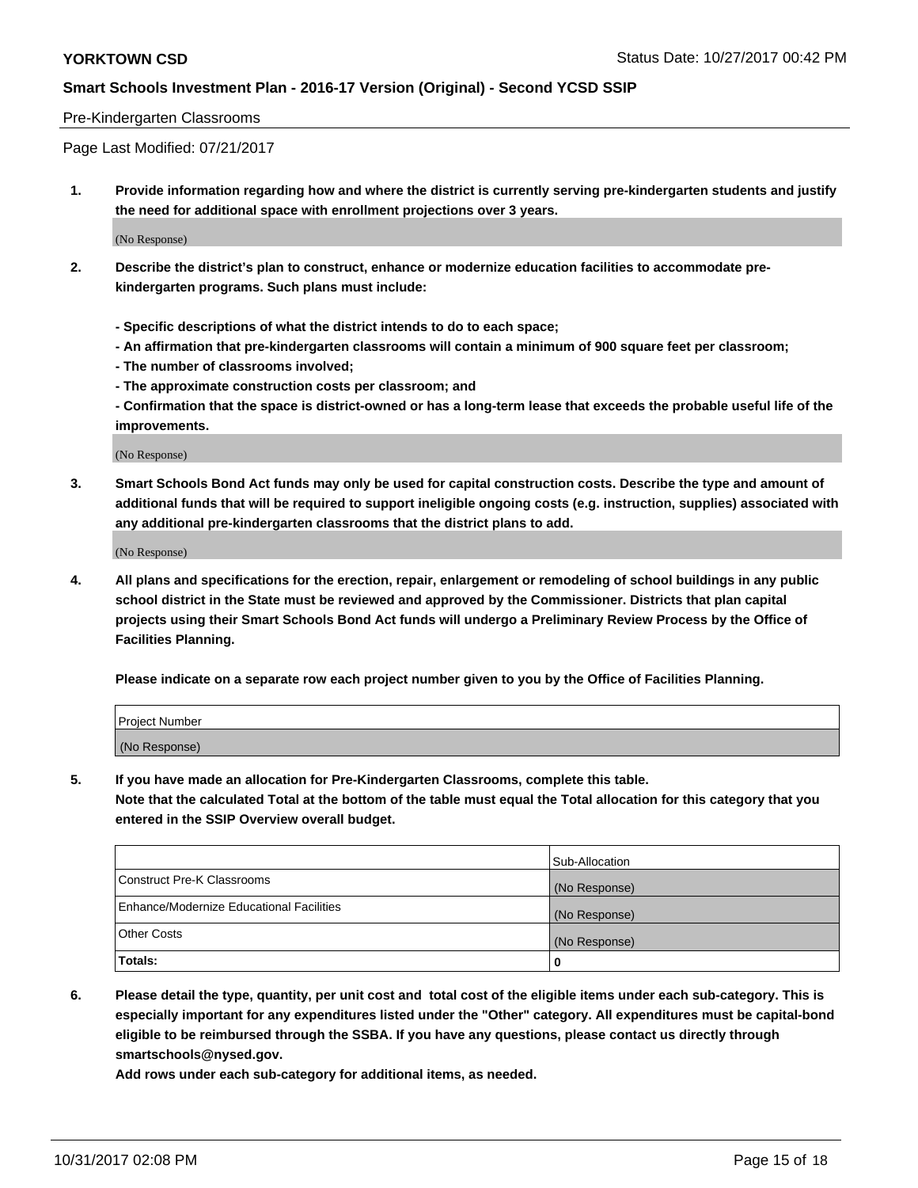Pre-Kindergarten Classrooms

Page Last Modified: 07/21/2017

1. **Provide information regarding how and where the district is currently serving pre-kindergarten students and justify the need for additional space with enrollment projections over 3 years.**

   (No Response)

2. **Describe the district's plan to construct, enhance or modernize education facilities to accommodate pre-kindergarten programs. Such plans must include:**

   **- Specific descriptions of what the district intends to do to each space;**
   **- An affirmation that pre-kindergarten classrooms will contain a minimum of 900 square feet per classroom;**
   **- The number of classrooms involved;**
   **- The approximate construction costs per classroom; and**
   **- Confirmation that the space is district-owned or has a long-term lease that exceeds the probable useful life of the improvements.**

   (No Response)

3. **Smart Schools Bond Act funds may only be used for capital construction costs. Describe the type and amount of additional funds that will be required to support ineligible ongoing costs (e.g. instruction, supplies) associated with any additional pre-kindergarten classrooms that the district plans to add.**

   (No Response)

4. **All plans and specifications for the erection, repair, enlargement or remodeling of school buildings in any public school district in the State must be reviewed and approved by the Commissioner. Districts that plan capital projects using their Smart Schools Bond Act funds will undergo a Preliminary Review Process by the Office of Facilities Planning.**

   **Please indicate on a separate row each project number given to you by the Office of Facilities Planning.**

| Project Number |
|---|
| (No Response) |

5. **If you have made an allocation for Pre-Kindergarten Classrooms, complete this table.**
   **Note that the calculated Total at the bottom of the table must equal the Total allocation for this category that you entered in the SSIP Overview overall budget.**

| | Sub-Allocation |
|---|---|
| Construct Pre-K Classrooms | (No Response) |
| Enhance/Modernize Educational Facilities | (No Response) |
| Other Costs | (No Response) |
| **Totals:** | **0** |

6. **Please detail the type, quantity, per unit cost and total cost of the eligible items under each sub-category. This is especially important for any expenditures listed under the "Other" category. All expenditures must be capital-bond eligible to be reimbursed through the SSBA. If you have any questions, please contact us directly through smartschools@nysed.gov.**

   **Add rows under each sub-category for additional items, as needed.**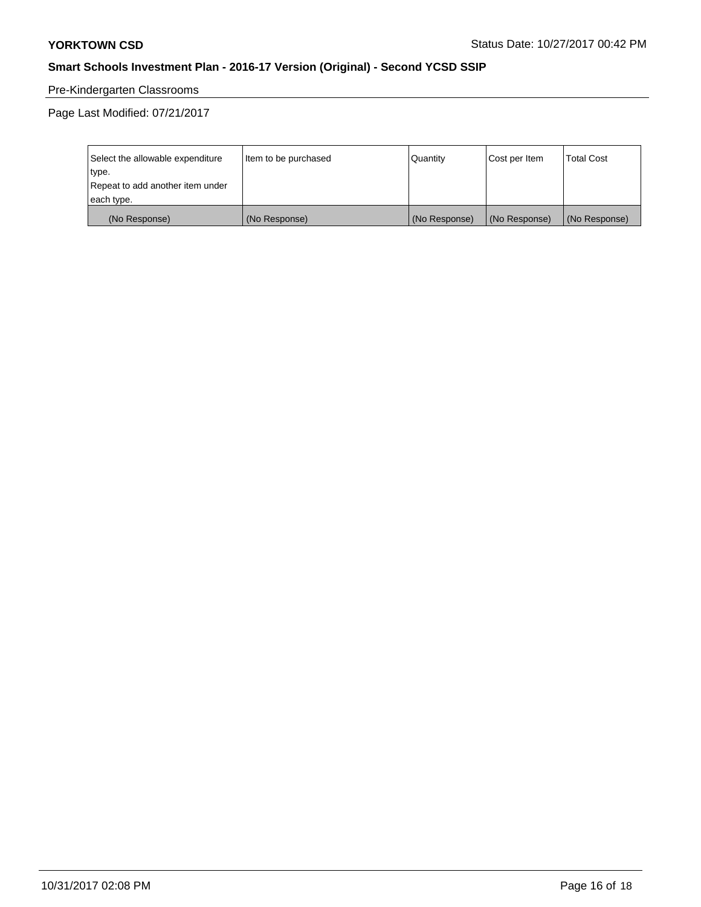Pre-Kindergarten Classrooms

Page Last Modified: 07/21/2017

| Select the allowable expenditure type.<br>Repeat to add another item under each type. | Item to be purchased | Quantity | Cost per Item | Total Cost |
|---|---|---|---|---|
| (No Response) | (No Response) | (No Response) | (No Response) | (No Response) |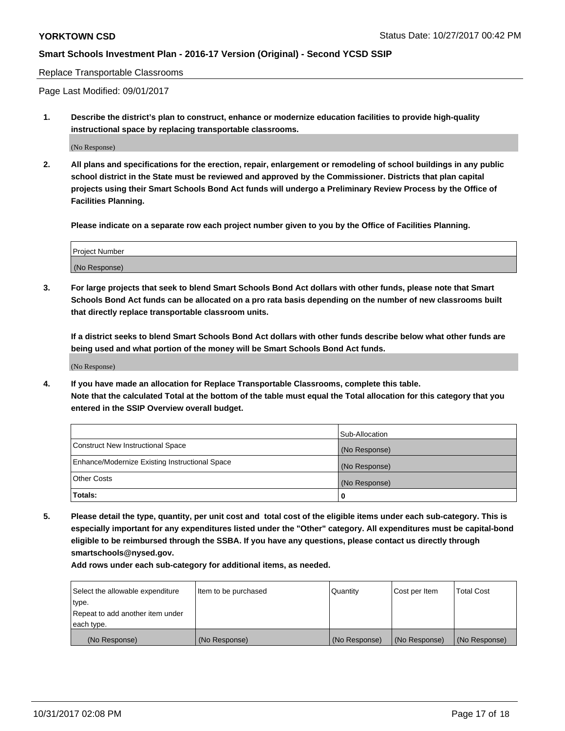Replace Transportable Classrooms

Page Last Modified: 09/01/2017

**1. Describe the district's plan to construct, enhance or modernize education facilities to provide high-quality instructional space by replacing transportable classrooms.**

(No Response)

**2. All plans and specifications for the erection, repair, enlargement or remodeling of school buildings in any public school district in the State must be reviewed and approved by the Commissioner. Districts that plan capital projects using their Smart Schools Bond Act funds will undergo a Preliminary Review Process by the Office of Facilities Planning.**

**Please indicate on a separate row each project number given to you by the Office of Facilities Planning.**

| Project Number |
| --- |
| (No Response) |

**3. For large projects that seek to blend Smart Schools Bond Act dollars with other funds, please note that Smart Schools Bond Act funds can be allocated on a pro rata basis depending on the number of new classrooms built that directly replace transportable classroom units.**

**If a district seeks to blend Smart Schools Bond Act dollars with other funds describe below what other funds are being used and what portion of the money will be Smart Schools Bond Act funds.**

(No Response)

**4. If you have made an allocation for Replace Transportable Classrooms, complete this table. Note that the calculated Total at the bottom of the table must equal the Total allocation for this category that you entered in the SSIP Overview overall budget.**

| | Sub-Allocation |
| --- | --- |
| Construct New Instructional Space | (No Response) |
| Enhance/Modernize Existing Instructional Space | (No Response) |
| Other Costs | (No Response) |
| **Totals:** | **0** |

**5. Please detail the type, quantity, per unit cost and total cost of the eligible items under each sub-category. This is especially important for any expenditures listed under the "Other" category. All expenditures must be capital-bond eligible to be reimbursed through the SSBA. If you have any questions, please contact us directly through smartschools@nysed.gov.**

**Add rows under each sub-category for additional items, as needed.**

| Select the allowable expenditure type. Repeat to add another item under each type. | Item to be purchased | Quantity | Cost per Item | Total Cost |
| --- | --- | --- | --- | --- |
| (No Response) | (No Response) | (No Response) | (No Response) | (No Response) |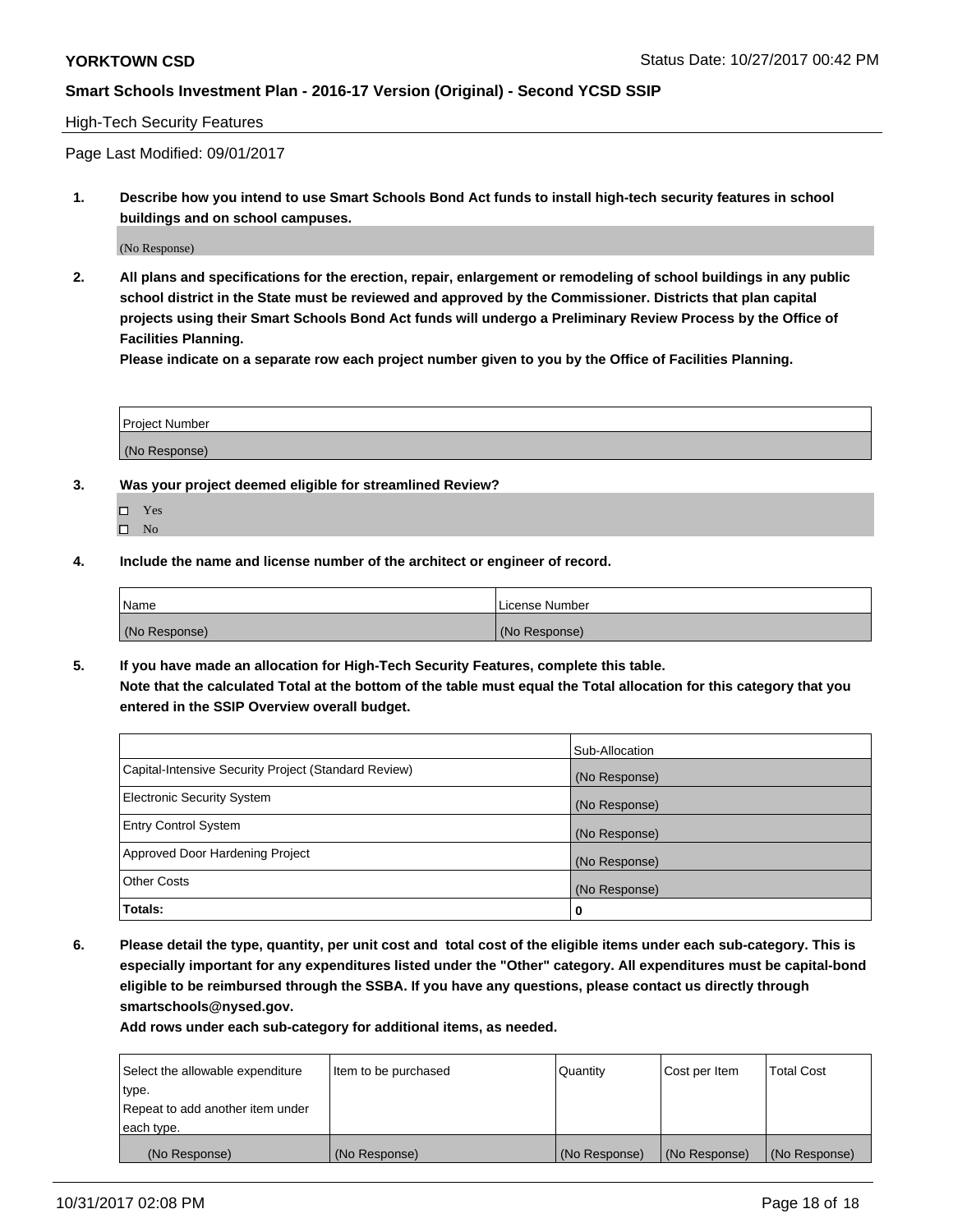## High-Tech Security Features

Page Last Modified: 09/01/2017

**1. Describe how you intend to use Smart Schools Bond Act funds to install high-tech security features in school buildings and on school campuses.**

(No Response)

**2. All plans and specifications for the erection, repair, enlargement or remodeling of school buildings in any public school district in the State must be reviewed and approved by the Commissioner. Districts that plan capital projects using their Smart Schools Bond Act funds will undergo a Preliminary Review Process by the Office of Facilities Planning.**

**Please indicate on a separate row each project number given to you by the Office of Facilities Planning.**

| Project Number |
|---|
| (No Response) |

**3. Was your project deemed eligible for streamlined Review?**

- ☐ Yes
- ☐ No

**4. Include the name and license number of the architect or engineer of record.**

| Name | License Number |
|---|---|
| (No Response) | (No Response) |

**5. If you have made an allocation for High-Tech Security Features, complete this table.**
**Note that the calculated Total at the bottom of the table must equal the Total allocation for this category that you entered in the SSIP Overview overall budget.**

| | Sub-Allocation |
|---|---|
| Capital-Intensive Security Project (Standard Review) | (No Response) |
| Electronic Security System | (No Response) |
| Entry Control System | (No Response) |
| Approved Door Hardening Project | (No Response) |
| Other Costs | (No Response) |
| **Totals:** | **0** |

**6. Please detail the type, quantity, per unit cost and total cost of the eligible items under each sub-category. This is especially important for any expenditures listed under the "Other" category. All expenditures must be capital-bond eligible to be reimbursed through the SSBA. If you have any questions, please contact us directly through smartschools@nysed.gov.**

**Add rows under each sub-category for additional items, as needed.**

| Select the allowable expenditure type. Repeat to add another item under each type. | Item to be purchased | Quantity | Cost per Item | Total Cost |
|---|---|---|---|---|
| (No Response) | (No Response) | (No Response) | (No Response) | (No Response) |